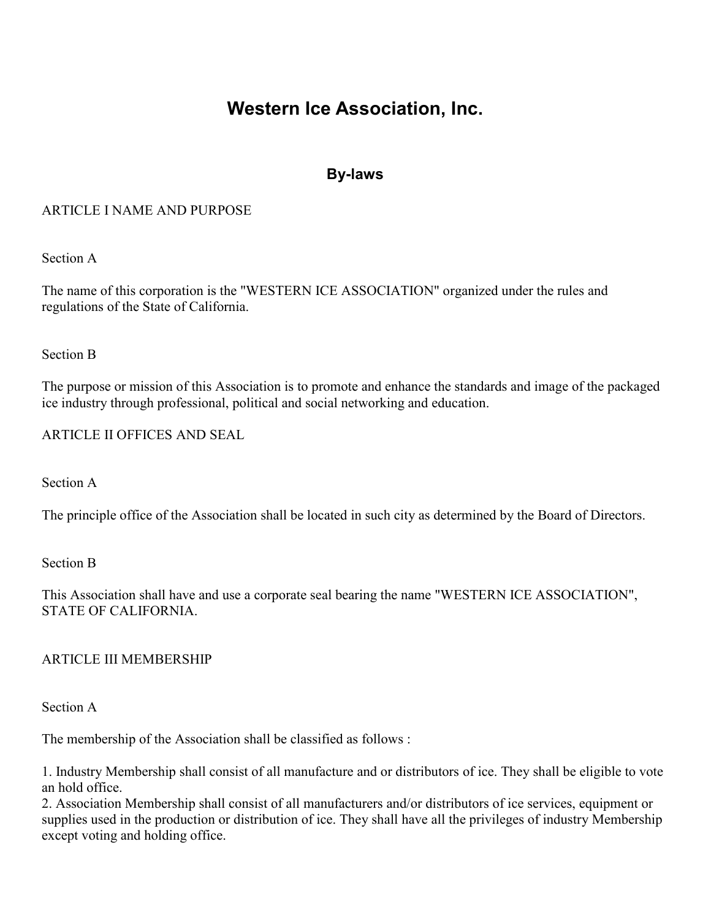# Western Ice Association, Inc.

## By-laws

ARTICLE I NAME AND PURPOSE

Section A

The name of this corporation is the "WESTERN ICE ASSOCIATION" organized under the rules and regulations of the State of California.

Section B

The purpose or mission of this Association is to promote and enhance the standards and image of the packaged ice industry through professional, political and social networking and education.

ARTICLE II OFFICES AND SEAL

Section A

The principle office of the Association shall be located in such city as determined by the Board of Directors.

Section B

This Association shall have and use a corporate seal bearing the name "WESTERN ICE ASSOCIATION", STATE OF CALIFORNIA.

ARTICLE III MEMBERSHIP

Section A

The membership of the Association shall be classified as follows :

1. Industry Membership shall consist of all manufacture and or distributors of ice. They shall be eligible to vote an hold office.
2. Association Membership shall consist of all manufacturers and/or distributors of ice services, equipment or supplies used in the production or distribution of ice. They shall have all the privileges of industry Membership except voting and holding office.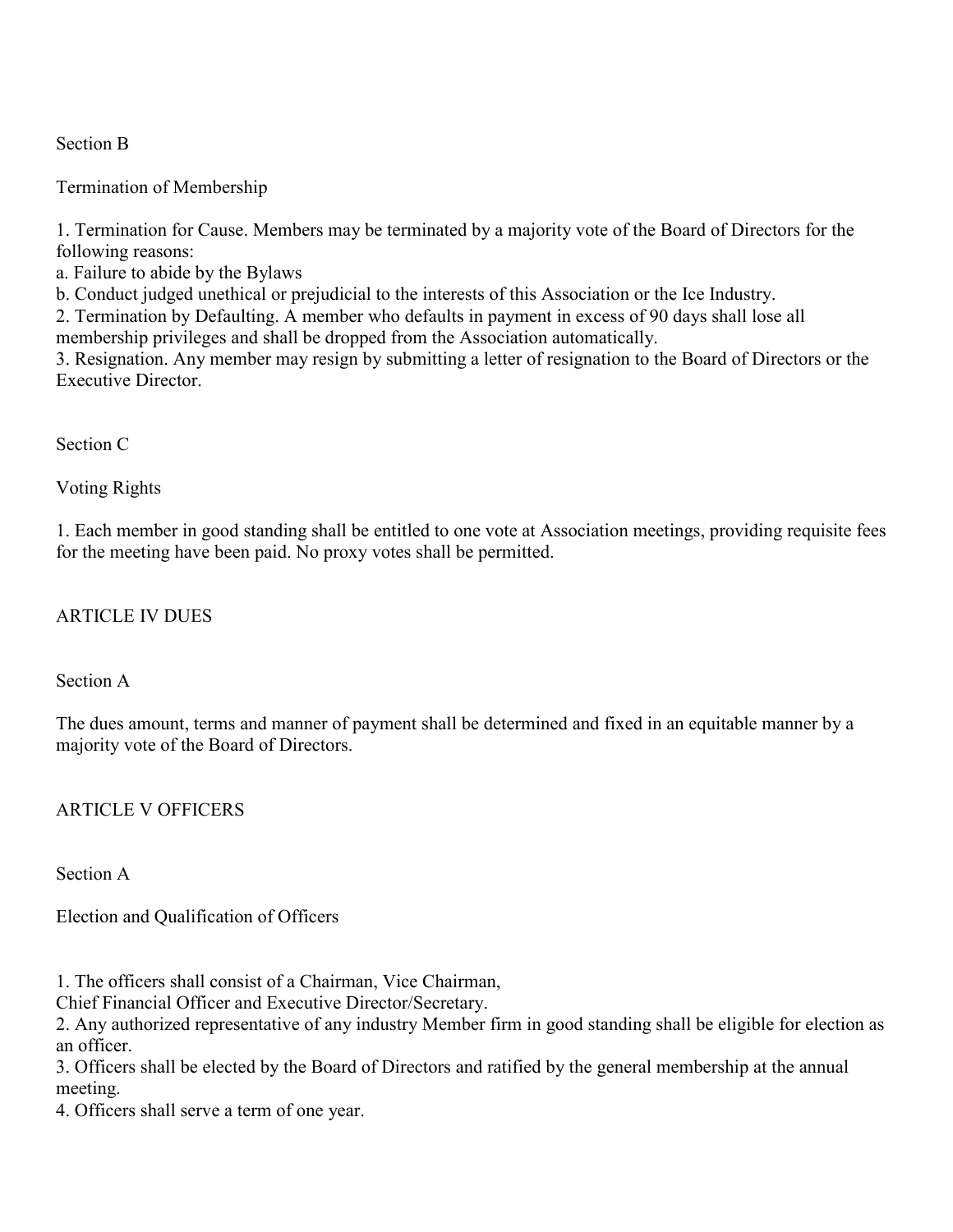### Section B

#### Termination of Membership

1. Termination for Cause. Members may be terminated by a majority vote of the Board of Directors for the following reasons:
   a. Failure to abide by the Bylaws
   b. Conduct judged unethical or prejudicial to the interests of this Association or the Ice Industry.
2. Termination by Defaulting. A member who defaults in payment in excess of 90 days shall lose all membership privileges and shall be dropped from the Association automatically.
3. Resignation. Any member may resign by submitting a letter of resignation to the Board of Directors or the Executive Director.

### Section C

#### Voting Rights

1. Each member in good standing shall be entitled to one vote at Association meetings, providing requisite fees for the meeting have been paid. No proxy votes shall be permitted.

## ARTICLE IV DUES

### Section A

The dues amount, terms and manner of payment shall be determined and fixed in an equitable manner by a majority vote of the Board of Directors.

## ARTICLE V OFFICERS

### Section A

#### Election and Qualification of Officers

1. The officers shall consist of a Chairman, Vice Chairman, Chief Financial Officer and Executive Director/Secretary.
2. Any authorized representative of any industry Member firm in good standing shall be eligible for election as an officer.
3. Officers shall be elected by the Board of Directors and ratified by the general membership at the annual meeting.
4. Officers shall serve a term of one year.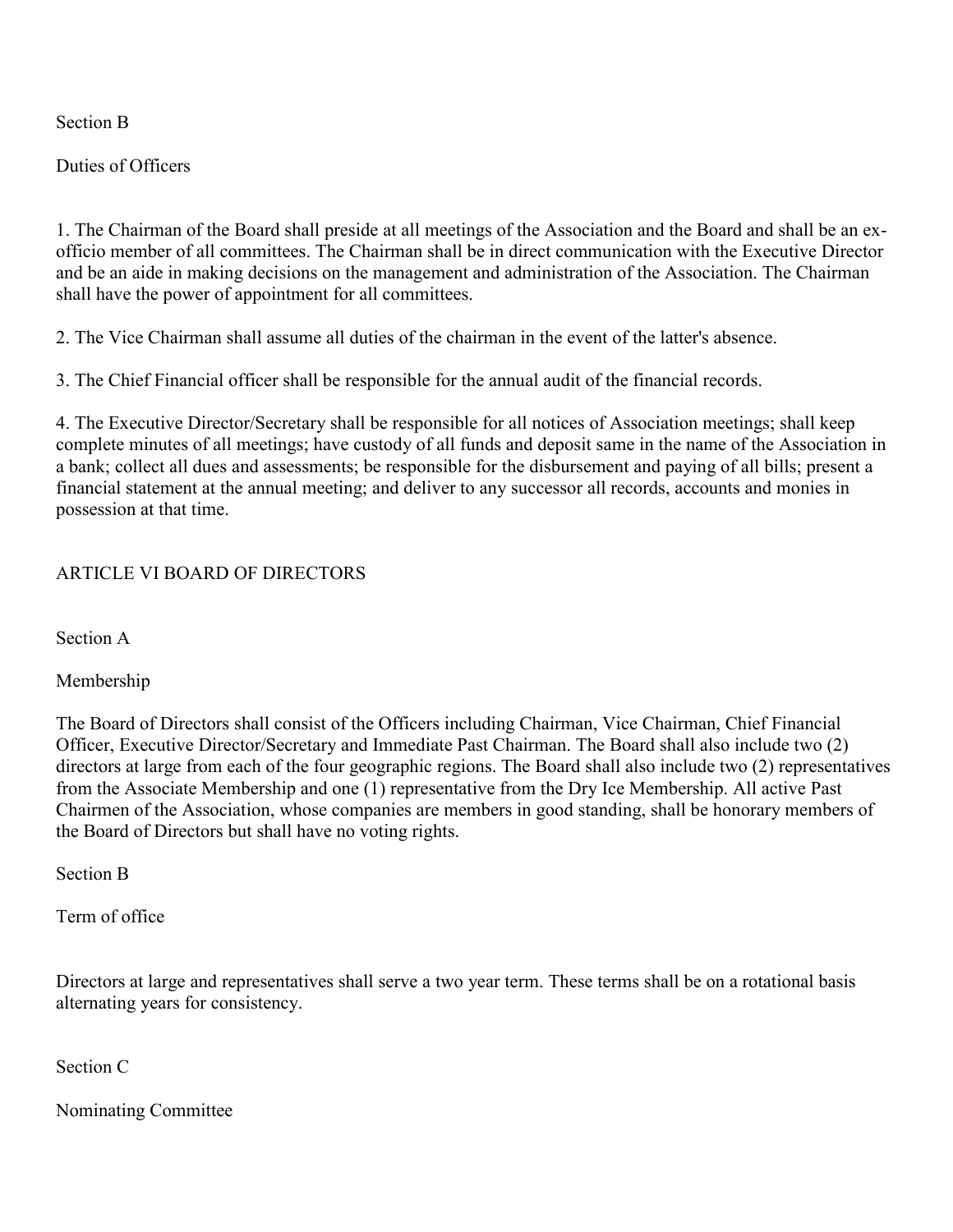Section B

Duties of Officers

1. The Chairman of the Board shall preside at all meetings of the Association and the Board and shall be an ex-officio member of all committees. The Chairman shall be in direct communication with the Executive Director and be an aide in making decisions on the management and administration of the Association. The Chairman shall have the power of appointment for all committees.

2. The Vice Chairman shall assume all duties of the chairman in the event of the latter's absence.

3. The Chief Financial officer shall be responsible for the annual audit of the financial records.

4. The Executive Director/Secretary shall be responsible for all notices of Association meetings; shall keep complete minutes of all meetings; have custody of all funds and deposit same in the name of the Association in a bank; collect all dues and assessments; be responsible for the disbursement and paying of all bills; present a financial statement at the annual meeting; and deliver to any successor all records, accounts and monies in possession at that time.

## ARTICLE VI BOARD OF DIRECTORS

Section A

Membership

The Board of Directors shall consist of the Officers including Chairman, Vice Chairman, Chief Financial Officer, Executive Director/Secretary and Immediate Past Chairman. The Board shall also include two (2) directors at large from each of the four geographic regions. The Board shall also include two (2) representatives from the Associate Membership and one (1) representative from the Dry Ice Membership. All active Past Chairmen of the Association, whose companies are members in good standing, shall be honorary members of the Board of Directors but shall have no voting rights.

Section B

Term of office

Directors at large and representatives shall serve a two year term. These terms shall be on a rotational basis alternating years for consistency.

Section C

Nominating Committee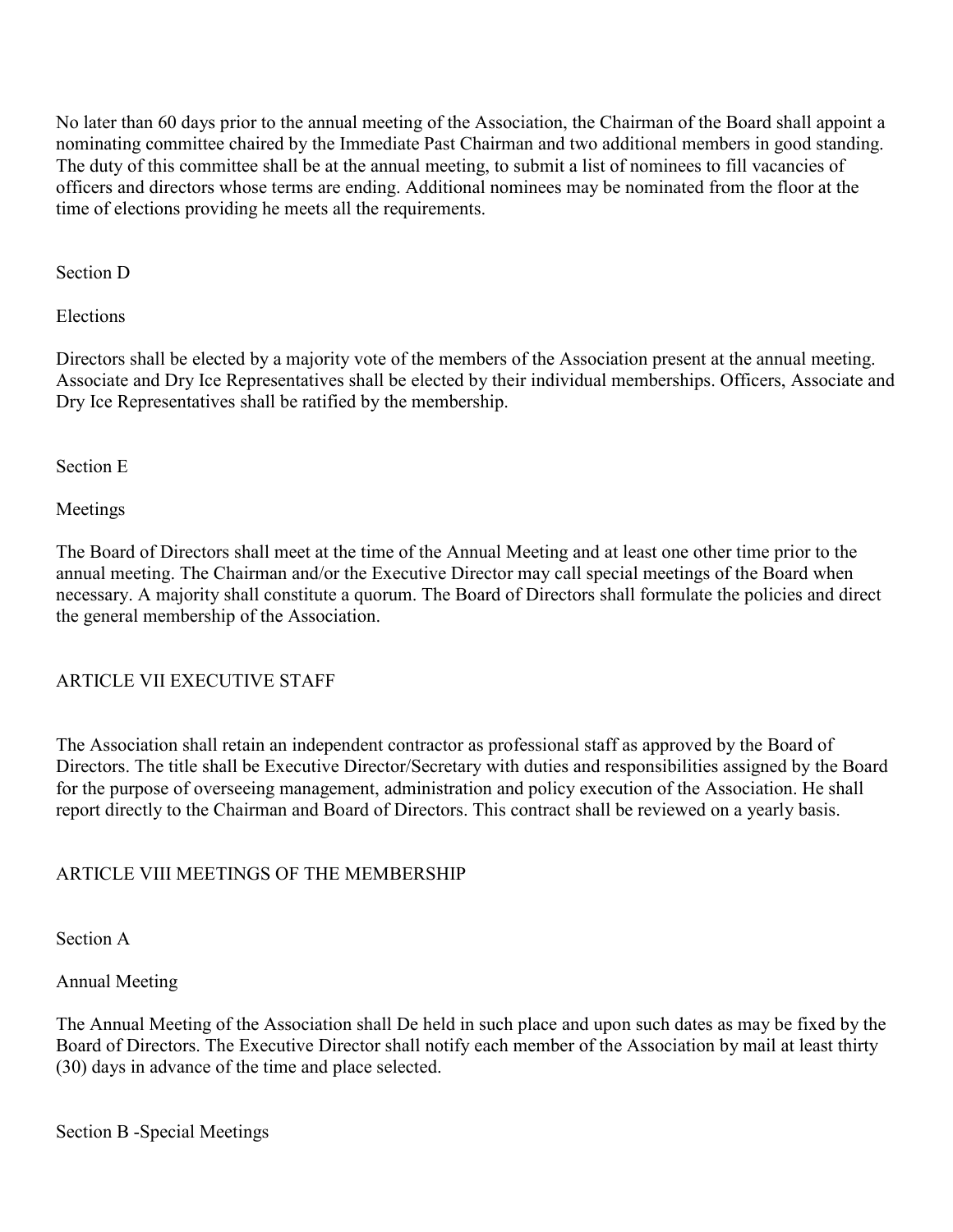No later than 60 days prior to the annual meeting of the Association, the Chairman of the Board shall appoint a nominating committee chaired by the Immediate Past Chairman and two additional members in good standing. The duty of this committee shall be at the annual meeting, to submit a list of nominees to fill vacancies of officers and directors whose terms are ending. Additional nominees may be nominated from the floor at the time of elections providing he meets all the requirements.

Section D

Elections

Directors shall be elected by a majority vote of the members of the Association present at the annual meeting. Associate and Dry Ice Representatives shall be elected by their individual memberships. Officers, Associate and Dry Ice Representatives shall be ratified by the membership.

Section E

Meetings

The Board of Directors shall meet at the time of the Annual Meeting and at least one other time prior to the annual meeting. The Chairman and/or the Executive Director may call special meetings of the Board when necessary. A majority shall constitute a quorum. The Board of Directors shall formulate the policies and direct the general membership of the Association.

## ARTICLE VII EXECUTIVE STAFF

The Association shall retain an independent contractor as professional staff as approved by the Board of Directors. The title shall be Executive Director/Secretary with duties and responsibilities assigned by the Board for the purpose of overseeing management, administration and policy execution of the Association. He shall report directly to the Chairman and Board of Directors. This contract shall be reviewed on a yearly basis.

## ARTICLE VIII MEETINGS OF THE MEMBERSHIP

Section A

Annual Meeting

The Annual Meeting of the Association shall De held in such place and upon such dates as may be fixed by the Board of Directors. The Executive Director shall notify each member of the Association by mail at least thirty (30) days in advance of the time and place selected.

Section B -Special Meetings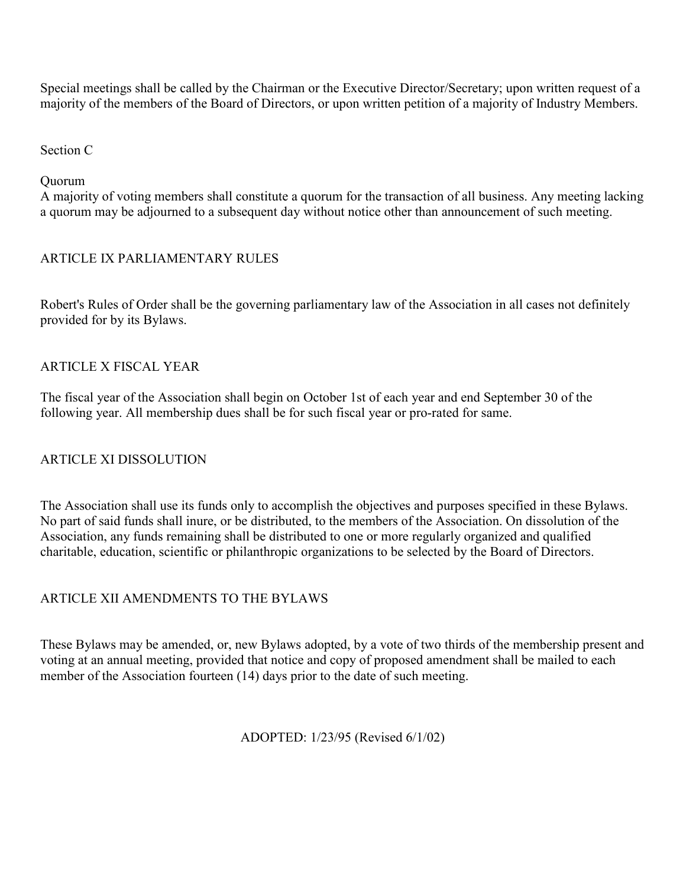Special meetings shall be called by the Chairman or the Executive Director/Secretary; upon written request of a majority of the members of the Board of Directors, or upon written petition of a majority of Industry Members.

Section C

Quorum

A majority of voting members shall constitute a quorum for the transaction of all business. Any meeting lacking a quorum may be adjourned to a subsequent day without notice other than announcement of such meeting.

## ARTICLE IX PARLIAMENTARY RULES

Robert's Rules of Order shall be the governing parliamentary law of the Association in all cases not definitely provided for by its Bylaws.

## ARTICLE X FISCAL YEAR

The fiscal year of the Association shall begin on October 1st of each year and end September 30 of the following year. All membership dues shall be for such fiscal year or pro-rated for same.

## ARTICLE XI DISSOLUTION

The Association shall use its funds only to accomplish the objectives and purposes specified in these Bylaws. No part of said funds shall inure, or be distributed, to the members of the Association. On dissolution of the Association, any funds remaining shall be distributed to one or more regularly organized and qualified charitable, education, scientific or philanthropic organizations to be selected by the Board of Directors.

## ARTICLE XII AMENDMENTS TO THE BYLAWS

These Bylaws may be amended, or, new Bylaws adopted, by a vote of two thirds of the membership present and voting at an annual meeting, provided that notice and copy of proposed amendment shall be mailed to each member of the Association fourteen (14) days prior to the date of such meeting.

ADOPTED: 1/23/95 (Revised 6/1/02)